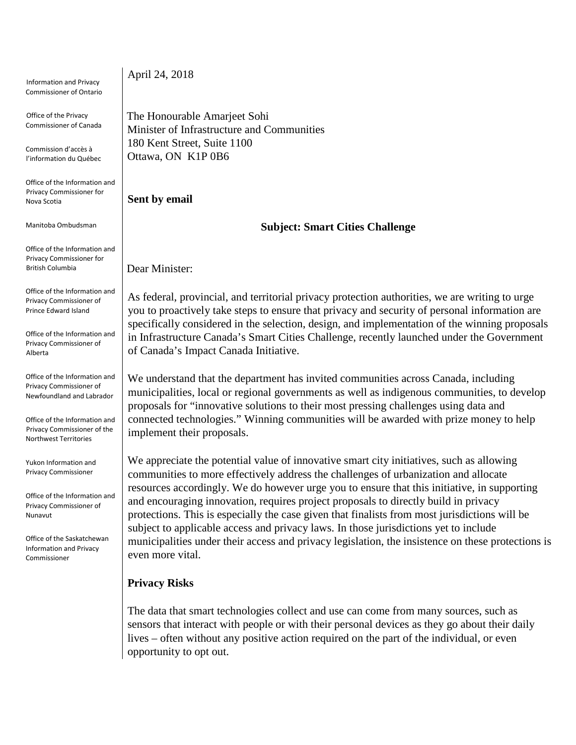Information and Privacy Commissioner of Ontario

Office of the Privacy Commissioner of Canada

Commission d'accès à l'information du Québec

Office of the Information and Privacy Commissioner for Nova Scotia

Manitoba Ombudsman

Office of the Information and Privacy Commissioner for British Columbia

Office of the Information and Privacy Commissioner of Prince Edward Island

Office of the Information and Privacy Commissioner of Alberta

Office of the Information and Privacy Commissioner of Newfoundland and Labrador

Office of the Information and Privacy Commissioner of the Northwest Territories

Yukon Information and Privacy Commissioner

Office of the Information and Privacy Commissioner of Nunavut

Office of the Saskatchewan Information and Privacy Commissioner

April 24, 2018

The Honourable Amarjeet Sohi
Minister of Infrastructure and Communities
180 Kent Street, Suite 1100
Ottawa, ON K1P 0B6

**Sent by email**

**Subject: Smart Cities Challenge**

Dear Minister:

As federal, provincial, and territorial privacy protection authorities, we are writing to urge you to proactively take steps to ensure that privacy and security of personal information are specifically considered in the selection, design, and implementation of the winning proposals in Infrastructure Canada's Smart Cities Challenge, recently launched under the Government of Canada's Impact Canada Initiative.

We understand that the department has invited communities across Canada, including municipalities, local or regional governments as well as indigenous communities, to develop proposals for "innovative solutions to their most pressing challenges using data and connected technologies." Winning communities will be awarded with prize money to help implement their proposals.

We appreciate the potential value of innovative smart city initiatives, such as allowing communities to more effectively address the challenges of urbanization and allocate resources accordingly. We do however urge you to ensure that this initiative, in supporting and encouraging innovation, requires project proposals to directly build in privacy protections. This is especially the case given that finalists from most jurisdictions will be subject to applicable access and privacy laws. In those jurisdictions yet to include municipalities under their access and privacy legislation, the insistence on these protections is even more vital.

**Privacy Risks**

The data that smart technologies collect and use can come from many sources, such as sensors that interact with people or with their personal devices as they go about their daily lives – often without any positive action required on the part of the individual, or even opportunity to opt out.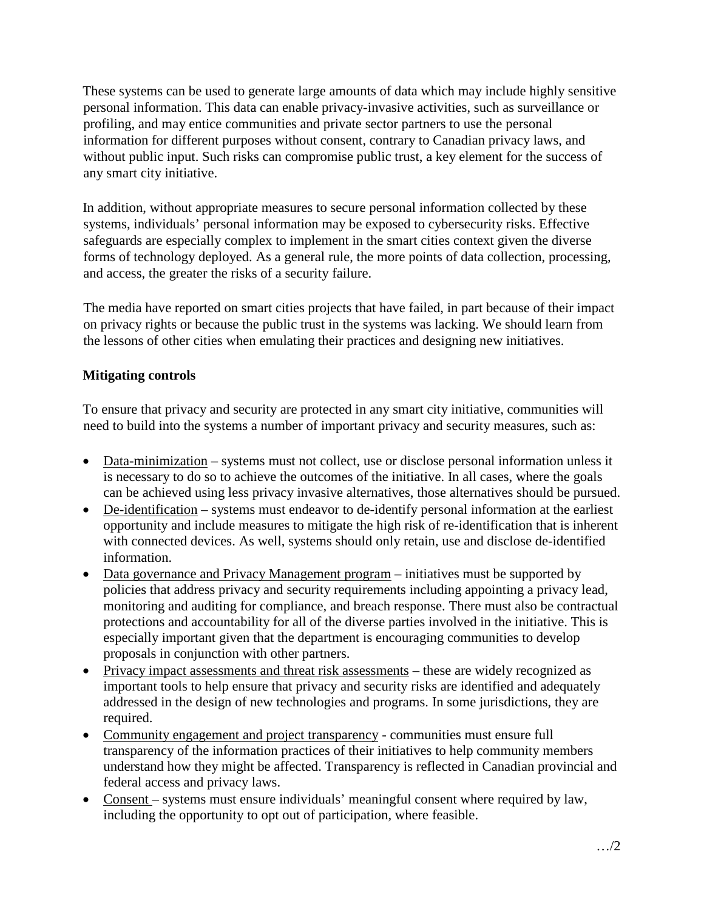These systems can be used to generate large amounts of data which may include highly sensitive personal information. This data can enable privacy-invasive activities, such as surveillance or profiling, and may entice communities and private sector partners to use the personal information for different purposes without consent, contrary to Canadian privacy laws, and without public input. Such risks can compromise public trust, a key element for the success of any smart city initiative.

In addition, without appropriate measures to secure personal information collected by these systems, individuals' personal information may be exposed to cybersecurity risks. Effective safeguards are especially complex to implement in the smart cities context given the diverse forms of technology deployed. As a general rule, the more points of data collection, processing, and access, the greater the risks of a security failure.

The media have reported on smart cities projects that have failed, in part because of their impact on privacy rights or because the public trust in the systems was lacking. We should learn from the lessons of other cities when emulating their practices and designing new initiatives.

**Mitigating controls**

To ensure that privacy and security are protected in any smart city initiative, communities will need to build into the systems a number of important privacy and security measures, such as:

- Data-minimization – systems must not collect, use or disclose personal information unless it is necessary to do so to achieve the outcomes of the initiative. In all cases, where the goals can be achieved using less privacy invasive alternatives, those alternatives should be pursued.
- De-identification – systems must endeavor to de-identify personal information at the earliest opportunity and include measures to mitigate the high risk of re-identification that is inherent with connected devices. As well, systems should only retain, use and disclose de-identified information.
- Data governance and Privacy Management program – initiatives must be supported by policies that address privacy and security requirements including appointing a privacy lead, monitoring and auditing for compliance, and breach response. There must also be contractual protections and accountability for all of the diverse parties involved in the initiative. This is especially important given that the department is encouraging communities to develop proposals in conjunction with other partners.
- Privacy impact assessments and threat risk assessments – these are widely recognized as important tools to help ensure that privacy and security risks are identified and adequately addressed in the design of new technologies and programs. In some jurisdictions, they are required.
- Community engagement and project transparency - communities must ensure full transparency of the information practices of their initiatives to help community members understand how they might be affected. Transparency is reflected in Canadian provincial and federal access and privacy laws.
- Consent – systems must ensure individuals' meaningful consent where required by law, including the opportunity to opt out of participation, where feasible.

…/2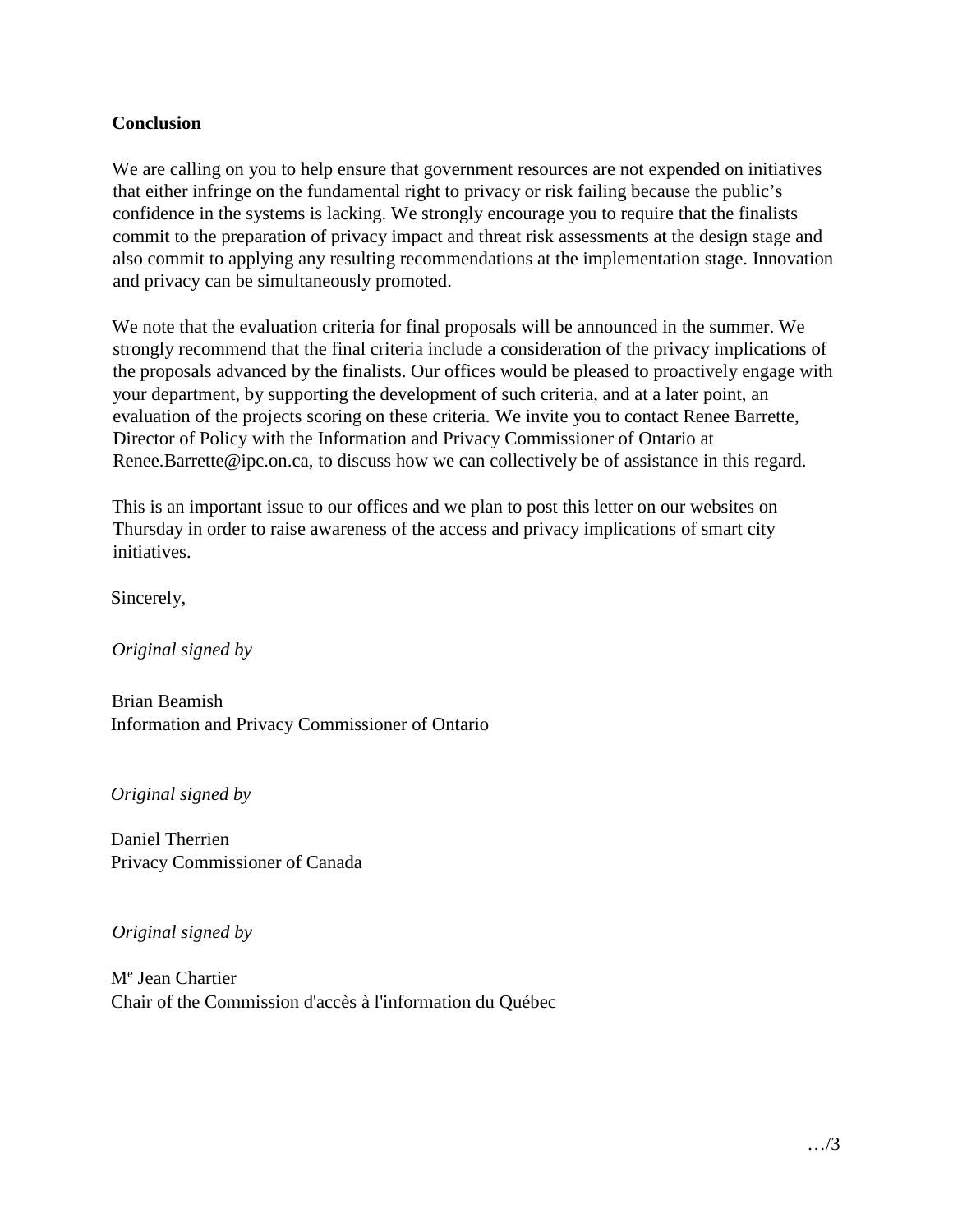**Conclusion**

We are calling on you to help ensure that government resources are not expended on initiatives that either infringe on the fundamental right to privacy or risk failing because the public's confidence in the systems is lacking. We strongly encourage you to require that the finalists commit to the preparation of privacy impact and threat risk assessments at the design stage and also commit to applying any resulting recommendations at the implementation stage. Innovation and privacy can be simultaneously promoted.

We note that the evaluation criteria for final proposals will be announced in the summer. We strongly recommend that the final criteria include a consideration of the privacy implications of the proposals advanced by the finalists. Our offices would be pleased to proactively engage with your department, by supporting the development of such criteria, and at a later point, an evaluation of the projects scoring on these criteria. We invite you to contact Renee Barrette, Director of Policy with the Information and Privacy Commissioner of Ontario at Renee.Barrette@ipc.on.ca, to discuss how we can collectively be of assistance in this regard.

This is an important issue to our offices and we plan to post this letter on our websites on Thursday in order to raise awareness of the access and privacy implications of smart city initiatives.

Sincerely,

*Original signed by*

Brian Beamish
Information and Privacy Commissioner of Ontario

*Original signed by*

Daniel Therrien
Privacy Commissioner of Canada

*Original signed by*

Me Jean Chartier
Chair of the Commission d'accès à l'information du Québec

…/3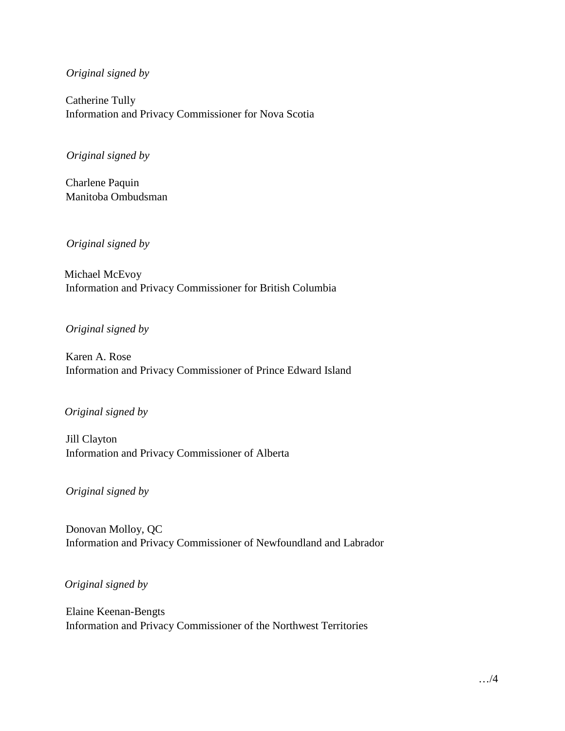*Original signed by*

Catherine Tully
Information and Privacy Commissioner for Nova Scotia

*Original signed by*

Charlene Paquin
Manitoba Ombudsman

*Original signed by*

Michael McEvoy
Information and Privacy Commissioner for British Columbia

*Original signed by*

Karen A. Rose
Information and Privacy Commissioner of Prince Edward Island

*Original signed by*

Jill Clayton
Information and Privacy Commissioner of Alberta

*Original signed by*

Donovan Molloy, QC
Information and Privacy Commissioner of Newfoundland and Labrador

*Original signed by*

Elaine Keenan-Bengts
Information and Privacy Commissioner of the Northwest Territories

…/4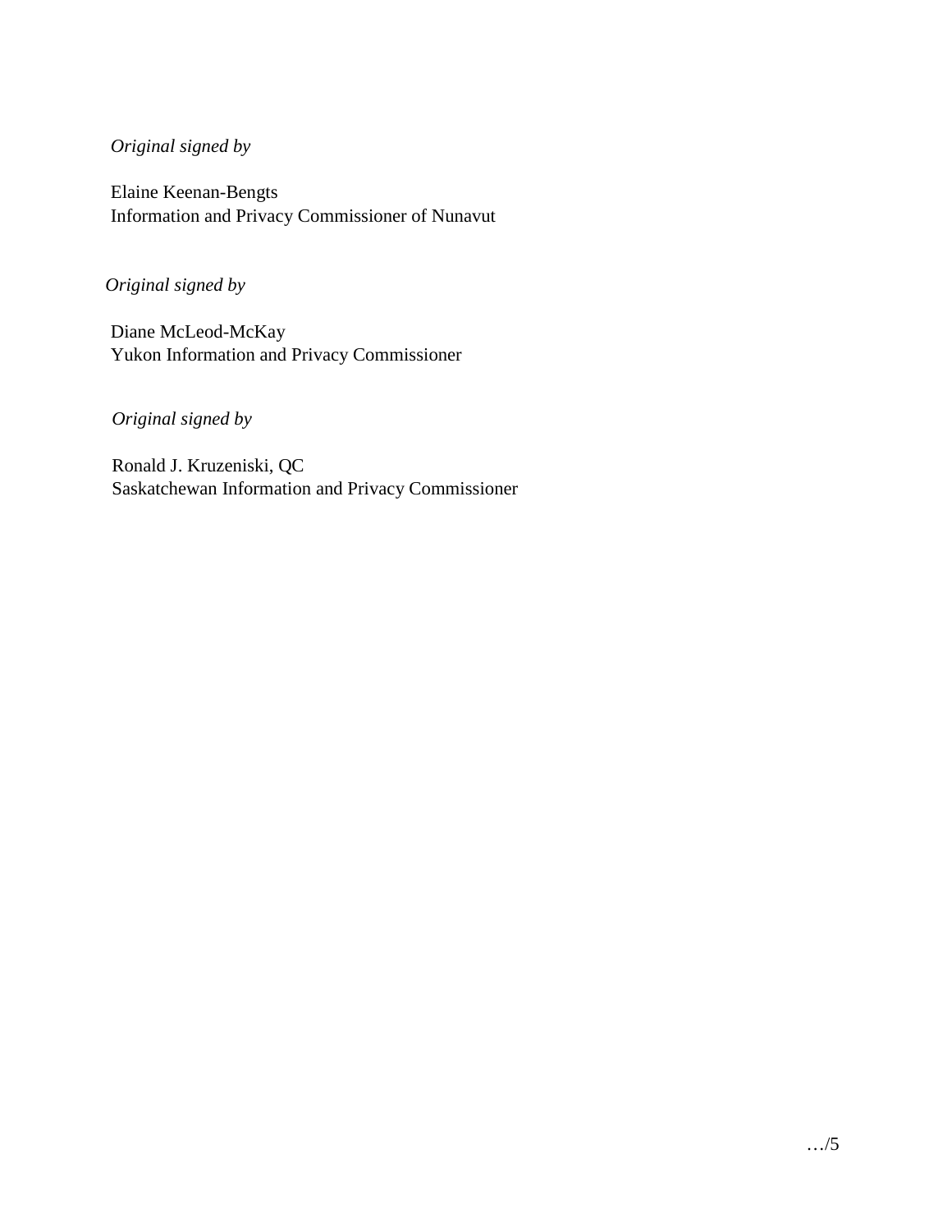*Original signed by*

Elaine Keenan-Bengts
Information and Privacy Commissioner of Nunavut

*Original signed by*

Diane McLeod-McKay
Yukon Information and Privacy Commissioner

*Original signed by*

Ronald J. Kruzeniski, QC
Saskatchewan Information and Privacy Commissioner

…/5